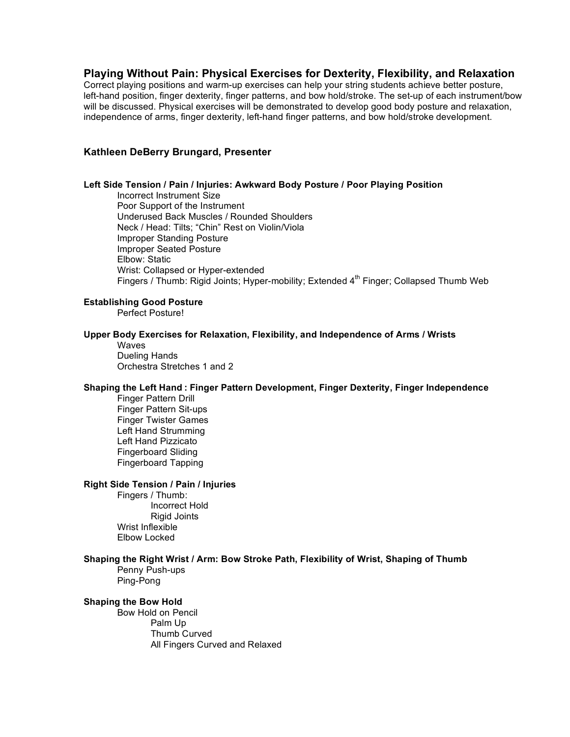# Playing Without Pain: Physical Exercises for Dexterity, Flexibility, and Relaxation

Correct playing positions and warm-up exercises can help your string students achieve better posture, left-hand position, finger dexterity, finger patterns, and bow hold/stroke. The set-up of each instrument/bow will be discussed. Physical exercises will be demonstrated to develop good body posture and relaxation, independence of arms, finger dexterity, left-hand finger patterns, and bow hold/stroke development.

## Kathleen DeBerry Brungard, Presenter

### Left Side Tension / Pain / Injuries: Awkward Body Posture / Poor Playing Position

- Incorrect Instrument Size
- Poor Support of the Instrument
- Underused Back Muscles / Rounded Shoulders
- Neck / Head: Tilts; "Chin" Rest on Violin/Viola
- Improper Standing Posture
- Improper Seated Posture
- Elbow: Static
- Wrist: Collapsed or Hyper-extended
- Fingers / Thumb: Rigid Joints; Hyper-mobility; Extended 4th Finger; Collapsed Thumb Web

### Establishing Good Posture

- Perfect Posture!

### Upper Body Exercises for Relaxation, Flexibility, and Independence of Arms / Wrists

- Waves
- Dueling Hands
- Orchestra Stretches 1 and 2

### Shaping the Left Hand : Finger Pattern Development, Finger Dexterity, Finger Independence

- Finger Pattern Drill
- Finger Pattern Sit-ups
- Finger Twister Games
- Left Hand Strumming
- Left Hand Pizzicato
- Fingerboard Sliding
- Fingerboard Tapping

### Right Side Tension / Pain / Injuries

- Fingers / Thumb:
  - Incorrect Hold
  - Rigid Joints
- Wrist Inflexible
- Elbow Locked

### Shaping the Right Wrist / Arm: Bow Stroke Path, Flexibility of Wrist, Shaping of Thumb

- Penny Push-ups
- Ping-Pong

### Shaping the Bow Hold

- Bow Hold on Pencil
  - Palm Up
  - Thumb Curved
  - All Fingers Curved and Relaxed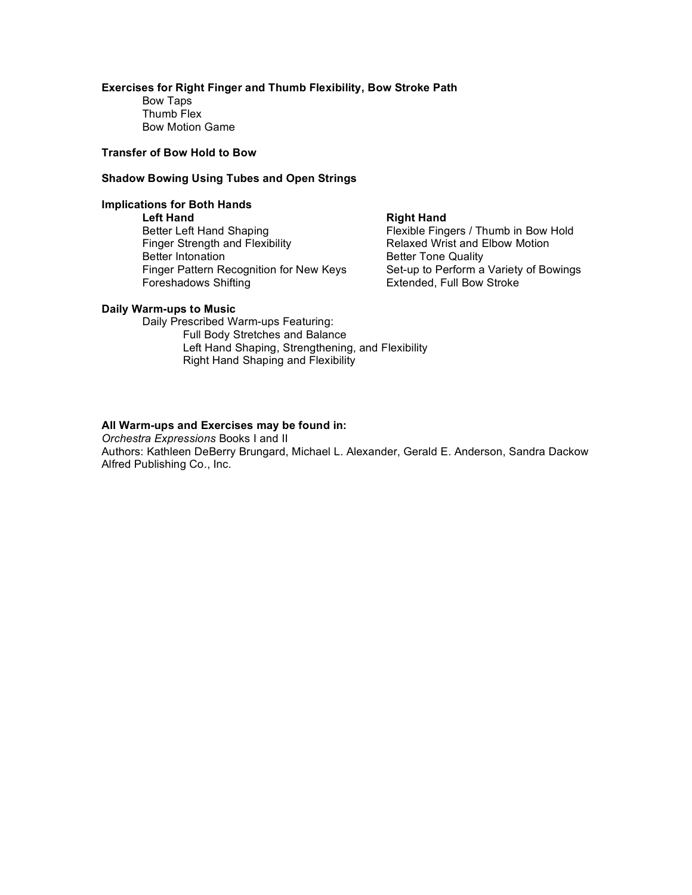**Exercises for Right Finger and Thumb Flexibility, Bow Stroke Path**

- Bow Taps
- Thumb Flex
- Bow Motion Game

**Transfer of Bow Hold to Bow**

**Shadow Bowing Using Tubes and Open Strings**

**Implications for Both Hands**

| **Left Hand** | **Right Hand** |
| --- | --- |
| Better Left Hand Shaping | Flexible Fingers / Thumb in Bow Hold |
| Finger Strength and Flexibility | Relaxed Wrist and Elbow Motion |
| Better Intonation | Better Tone Quality |
| Finger Pattern Recognition for New Keys | Set-up to Perform a Variety of Bowings |
| Foreshadows Shifting | Extended, Full Bow Stroke |

**Daily Warm-ups to Music**

- Daily Prescribed Warm-ups Featuring:
    - Full Body Stretches and Balance
    - Left Hand Shaping, Strengthening, and Flexibility
    - Right Hand Shaping and Flexibility

**All Warm-ups and Exercises may be found in:**

*Orchestra Expressions* Books I and II
Authors: Kathleen DeBerry Brungard, Michael L. Alexander, Gerald E. Anderson, Sandra Dackow
Alfred Publishing Co., Inc.